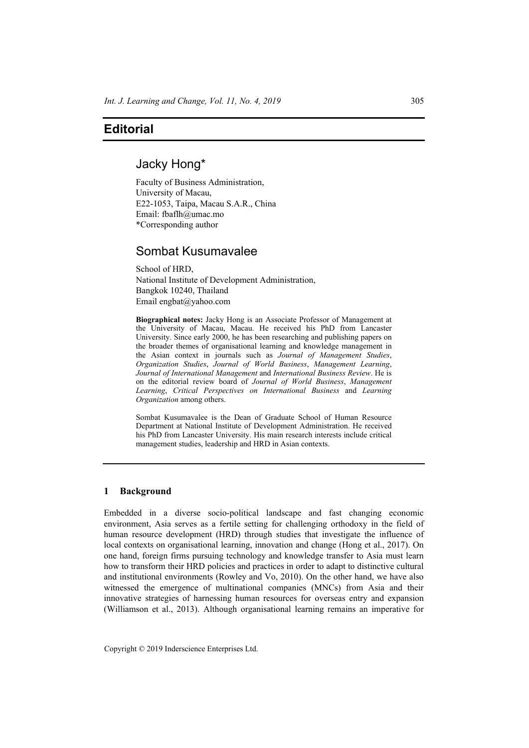# Editorial

## Jacky Hong*

Faculty of Business Administration,
University of Macau,
E22-1053, Taipa, Macau S.A.R., China
Email: fbaflh@umac.mo
*Corresponding author

## Sombat Kusumavalee

School of HRD,
National Institute of Development Administration,
Bangkok 10240, Thailand
Email engbat@yahoo.com

**Biographical notes:** Jacky Hong is an Associate Professor of Management at the University of Macau, Macau. He received his PhD from Lancaster University. Since early 2000, he has been researching and publishing papers on the broader themes of organisational learning and knowledge management in the Asian context in journals such as *Journal of Management Studies*, *Organization Studies*, *Journal of World Business*, *Management Learning*, *Journal of International Management* and *International Business Review*. He is on the editorial review board of *Journal of World Business*, *Management Learning*, *Critical Perspectives on International Business* and *Learning Organization* among others.

Sombat Kusumavalee is the Dean of Graduate School of Human Resource Department at National Institute of Development Administration. He received his PhD from Lancaster University. His main research interests include critical management studies, leadership and HRD in Asian contexts.

## 1 Background

Embedded in a diverse socio-political landscape and fast changing economic environment, Asia serves as a fertile setting for challenging orthodoxy in the field of human resource development (HRD) through studies that investigate the influence of local contexts on organisational learning, innovation and change (Hong et al., 2017). On one hand, foreign firms pursuing technology and knowledge transfer to Asia must learn how to transform their HRD policies and practices in order to adapt to distinctive cultural and institutional environments (Rowley and Vo, 2010). On the other hand, we have also witnessed the emergence of multinational companies (MNCs) from Asia and their innovative strategies of harnessing human resources for overseas entry and expansion (Williamson et al., 2013). Although organisational learning remains an imperative for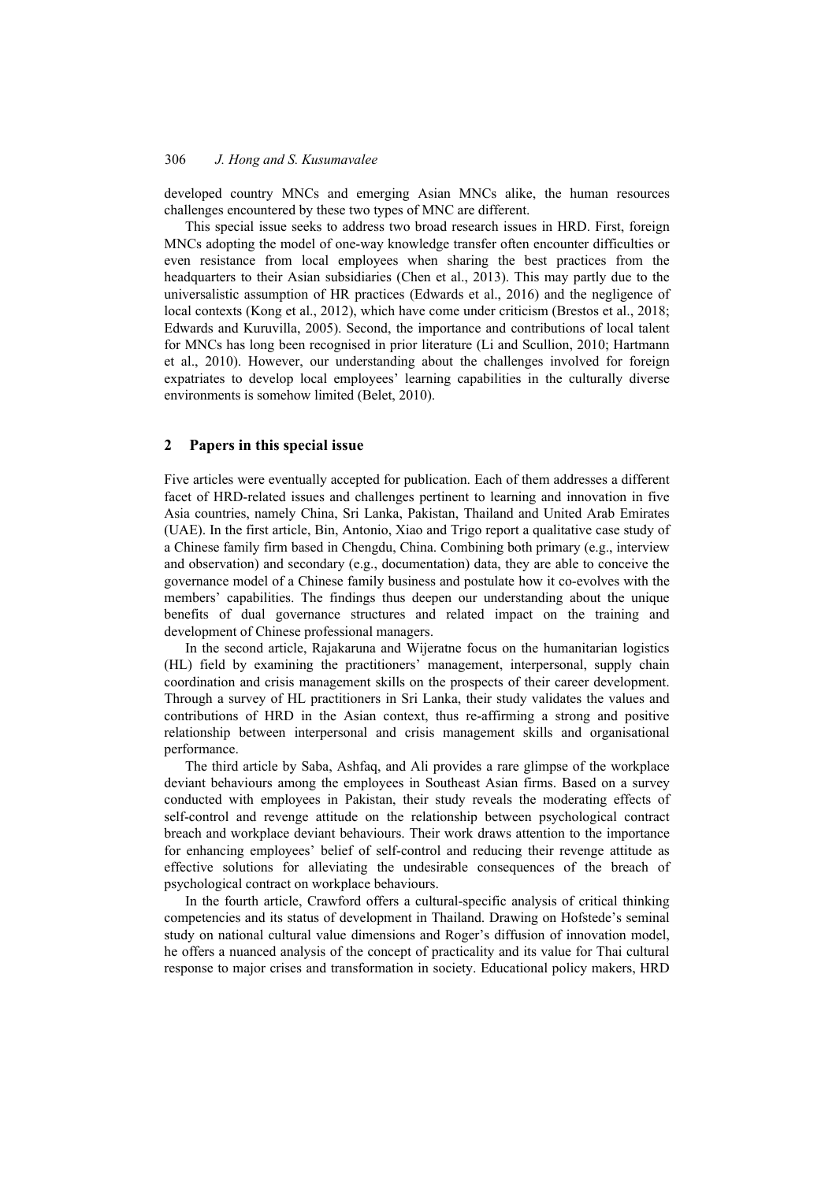developed country MNCs and emerging Asian MNCs alike, the human resources challenges encountered by these two types of MNC are different.

This special issue seeks to address two broad research issues in HRD. First, foreign MNCs adopting the model of one-way knowledge transfer often encounter difficulties or even resistance from local employees when sharing the best practices from the headquarters to their Asian subsidiaries (Chen et al., 2013). This may partly due to the universalistic assumption of HR practices (Edwards et al., 2016) and the negligence of local contexts (Kong et al., 2012), which have come under criticism (Brestos et al., 2018; Edwards and Kuruvilla, 2005). Second, the importance and contributions of local talent for MNCs has long been recognised in prior literature (Li and Scullion, 2010; Hartmann et al., 2010). However, our understanding about the challenges involved for foreign expatriates to develop local employees' learning capabilities in the culturally diverse environments is somehow limited (Belet, 2010).

## 2 Papers in this special issue

Five articles were eventually accepted for publication. Each of them addresses a different facet of HRD-related issues and challenges pertinent to learning and innovation in five Asia countries, namely China, Sri Lanka, Pakistan, Thailand and United Arab Emirates (UAE). In the first article, Bin, Antonio, Xiao and Trigo report a qualitative case study of a Chinese family firm based in Chengdu, China. Combining both primary (e.g., interview and observation) and secondary (e.g., documentation) data, they are able to conceive the governance model of a Chinese family business and postulate how it co-evolves with the members' capabilities. The findings thus deepen our understanding about the unique benefits of dual governance structures and related impact on the training and development of Chinese professional managers.

In the second article, Rajakaruna and Wijeratne focus on the humanitarian logistics (HL) field by examining the practitioners' management, interpersonal, supply chain coordination and crisis management skills on the prospects of their career development. Through a survey of HL practitioners in Sri Lanka, their study validates the values and contributions of HRD in the Asian context, thus re-affirming a strong and positive relationship between interpersonal and crisis management skills and organisational performance.

The third article by Saba, Ashfaq, and Ali provides a rare glimpse of the workplace deviant behaviours among the employees in Southeast Asian firms. Based on a survey conducted with employees in Pakistan, their study reveals the moderating effects of self-control and revenge attitude on the relationship between psychological contract breach and workplace deviant behaviours. Their work draws attention to the importance for enhancing employees' belief of self-control and reducing their revenge attitude as effective solutions for alleviating the undesirable consequences of the breach of psychological contract on workplace behaviours.

In the fourth article, Crawford offers a cultural-specific analysis of critical thinking competencies and its status of development in Thailand. Drawing on Hofstede's seminal study on national cultural value dimensions and Roger's diffusion of innovation model, he offers a nuanced analysis of the concept of practicality and its value for Thai cultural response to major crises and transformation in society. Educational policy makers, HRD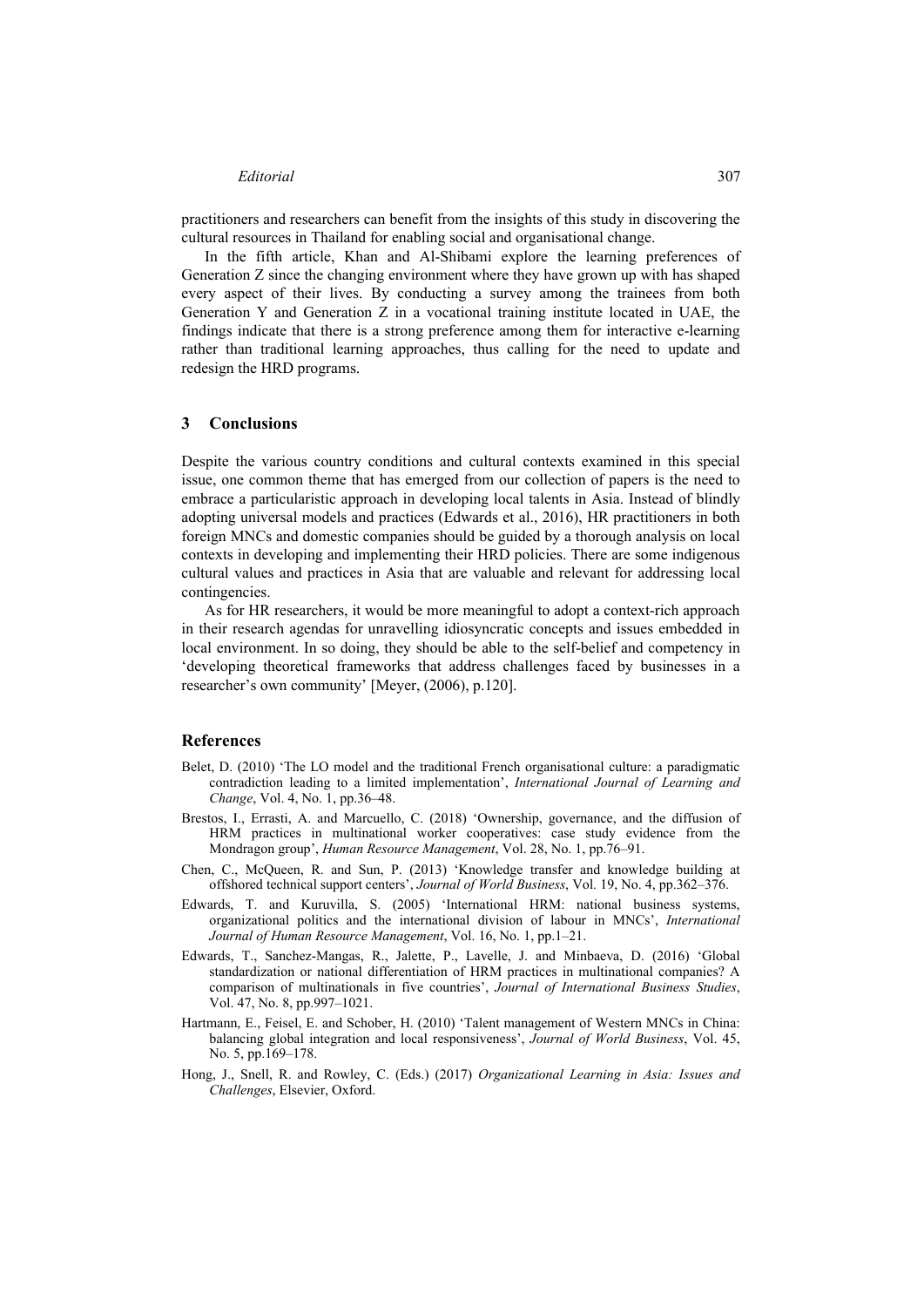practitioners and researchers can benefit from the insights of this study in discovering the cultural resources in Thailand for enabling social and organisational change.

In the fifth article, Khan and Al-Shibami explore the learning preferences of Generation Z since the changing environment where they have grown up with has shaped every aspect of their lives. By conducting a survey among the trainees from both Generation Y and Generation Z in a vocational training institute located in UAE, the findings indicate that there is a strong preference among them for interactive e-learning rather than traditional learning approaches, thus calling for the need to update and redesign the HRD programs.

## 3 Conclusions

Despite the various country conditions and cultural contexts examined in this special issue, one common theme that has emerged from our collection of papers is the need to embrace a particularistic approach in developing local talents in Asia. Instead of blindly adopting universal models and practices (Edwards et al., 2016), HR practitioners in both foreign MNCs and domestic companies should be guided by a thorough analysis on local contexts in developing and implementing their HRD policies. There are some indigenous cultural values and practices in Asia that are valuable and relevant for addressing local contingencies.

As for HR researchers, it would be more meaningful to adopt a context-rich approach in their research agendas for unravelling idiosyncratic concepts and issues embedded in local environment. In so doing, they should be able to the self-belief and competency in 'developing theoretical frameworks that address challenges faced by businesses in a researcher's own community' [Meyer, (2006), p.120].

## References

Belet, D. (2010) 'The LO model and the traditional French organisational culture: a paradigmatic contradiction leading to a limited implementation', *International Journal of Learning and Change*, Vol. 4, No. 1, pp.36–48.

Brestos, I., Errasti, A. and Marcuello, C. (2018) 'Ownership, governance, and the diffusion of HRM practices in multinational worker cooperatives: case study evidence from the Mondragon group', *Human Resource Management*, Vol. 28, No. 1, pp.76–91.

Chen, C., McQueen, R. and Sun, P. (2013) 'Knowledge transfer and knowledge building at offshored technical support centers', *Journal of World Business*, Vol. 19, No. 4, pp.362–376.

Edwards, T. and Kuruvilla, S. (2005) 'International HRM: national business systems, organizational politics and the international division of labour in MNCs', *International Journal of Human Resource Management*, Vol. 16, No. 1, pp.1–21.

Edwards, T., Sanchez-Mangas, R., Jalette, P., Lavelle, J. and Minbaeva, D. (2016) 'Global standardization or national differentiation of HRM practices in multinational companies? A comparison of multinationals in five countries', *Journal of International Business Studies*, Vol. 47, No. 8, pp.997–1021.

Hartmann, E., Feisel, E. and Schober, H. (2010) 'Talent management of Western MNCs in China: balancing global integration and local responsiveness', *Journal of World Business*, Vol. 45, No. 5, pp.169–178.

Hong, J., Snell, R. and Rowley, C. (Eds.) (2017) *Organizational Learning in Asia: Issues and Challenges*, Elsevier, Oxford.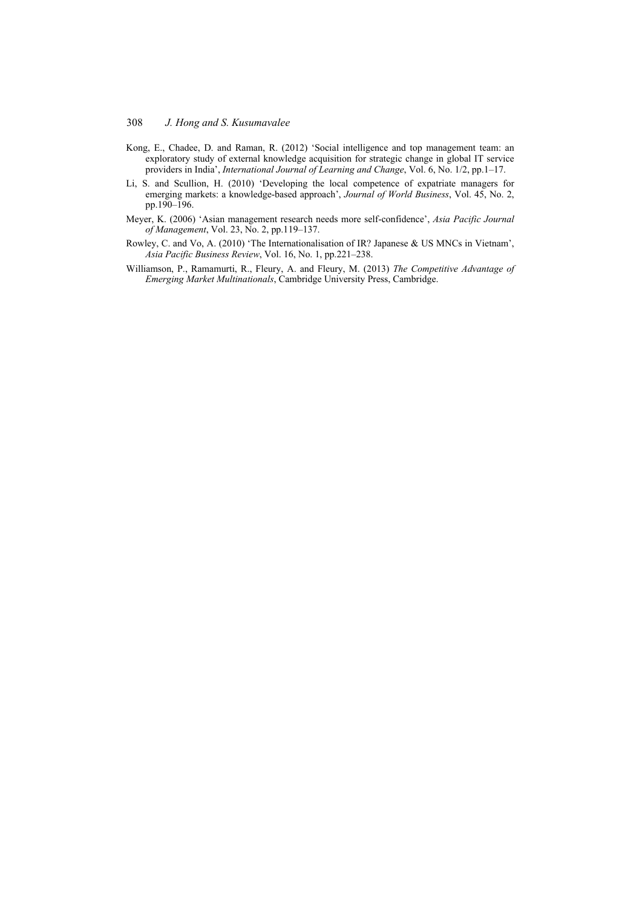Kong, E., Chadee, D. and Raman, R. (2012) 'Social intelligence and top management team: an exploratory study of external knowledge acquisition for strategic change in global IT service providers in India', *International Journal of Learning and Change*, Vol. 6, No. 1/2, pp.1–17.

Li, S. and Scullion, H. (2010) 'Developing the local competence of expatriate managers for emerging markets: a knowledge-based approach', *Journal of World Business*, Vol. 45, No. 2, pp.190–196.

Meyer, K. (2006) 'Asian management research needs more self-confidence', *Asia Pacific Journal of Management*, Vol. 23, No. 2, pp.119–137.

Rowley, C. and Vo, A. (2010) 'The Internationalisation of IR? Japanese & US MNCs in Vietnam', *Asia Pacific Business Review*, Vol. 16, No. 1, pp.221–238.

Williamson, P., Ramamurti, R., Fleury, A. and Fleury, M. (2013) *The Competitive Advantage of Emerging Market Multinationals*, Cambridge University Press, Cambridge.